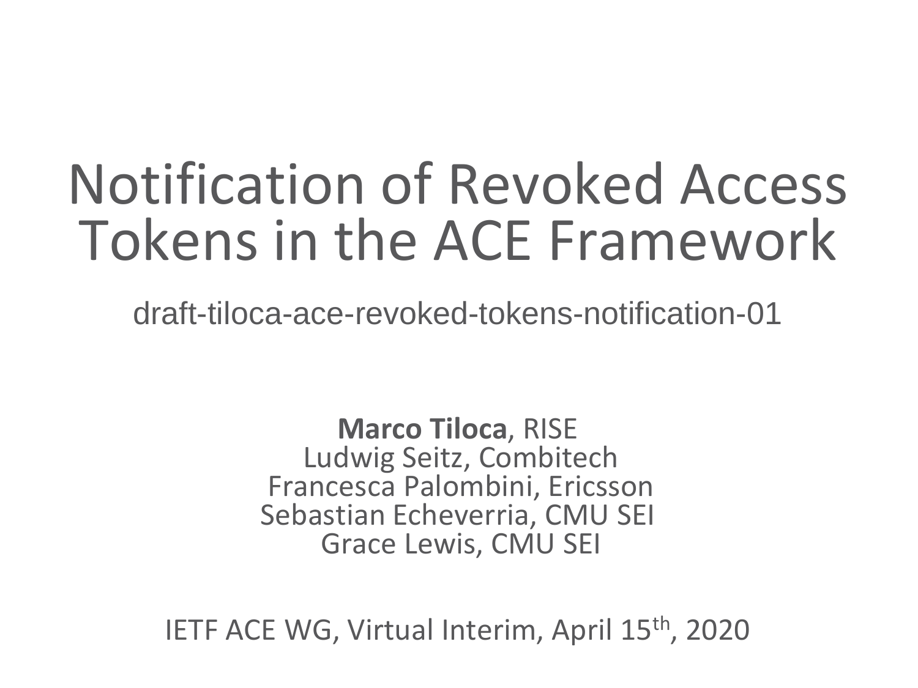# Notification of Revoked Access Tokens in the ACE Framework

draft-tiloca-ace-revoked-tokens-notification-01

**Marco Tiloca**, RISE
Ludwig Seitz, Combitech
Francesca Palombini, Ericsson
Sebastian Echeverria, CMU SEI
Grace Lewis, CMU SEI

IETF ACE WG, Virtual Interim, April 15th, 2020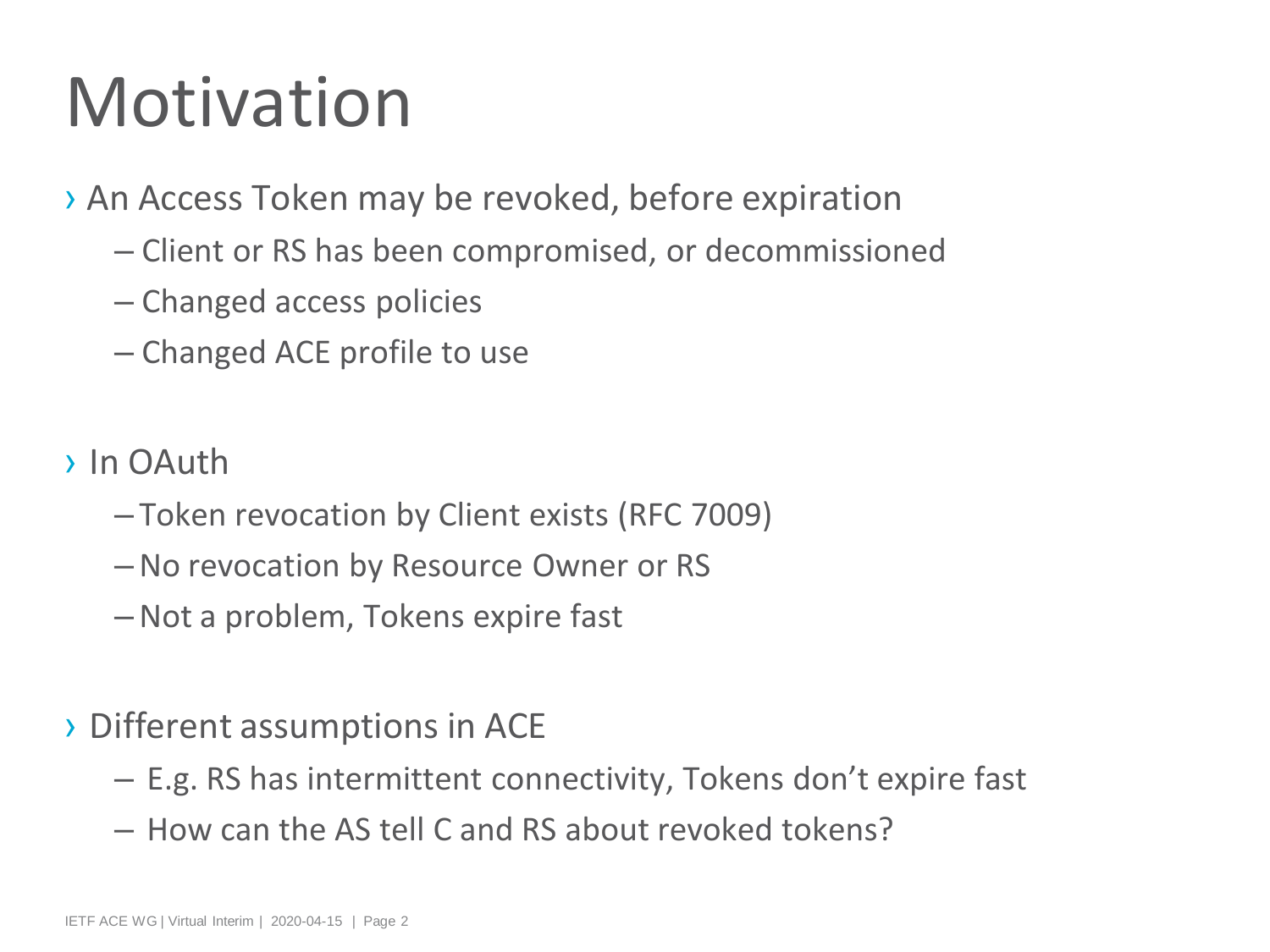# Motivation

- An Access Token may be revoked, before expiration
  - Client or RS has been compromised, or decommissioned
  - Changed access policies
  - Changed ACE profile to use

- In OAuth
  - Token revocation by Client exists (RFC 7009)
  - No revocation by Resource Owner or RS
  - Not a problem, Tokens expire fast

- Different assumptions in ACE
  - E.g. RS has intermittent connectivity, Tokens don't expire fast
  - How can the AS tell C and RS about revoked tokens?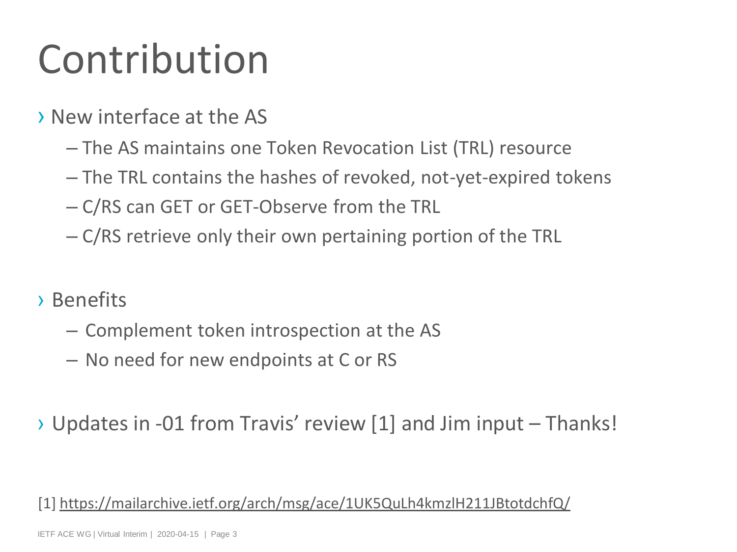# Contribution

- New interface at the AS
  - The AS maintains one Token Revocation List (TRL) resource
  - The TRL contains the hashes of revoked, not-yet-expired tokens
  - C/RS can GET or GET-Observe from the TRL
  - C/RS retrieve only their own pertaining portion of the TRL

- Benefits
  - Complement token introspection at the AS
  - No need for new endpoints at C or RS

- Updates in -01 from Travis' review [1] and Jim input – Thanks!

[1] https://mailarchive.ietf.org/arch/msg/ace/1UK5QuLh4kmzlH211JBtotdchfQ/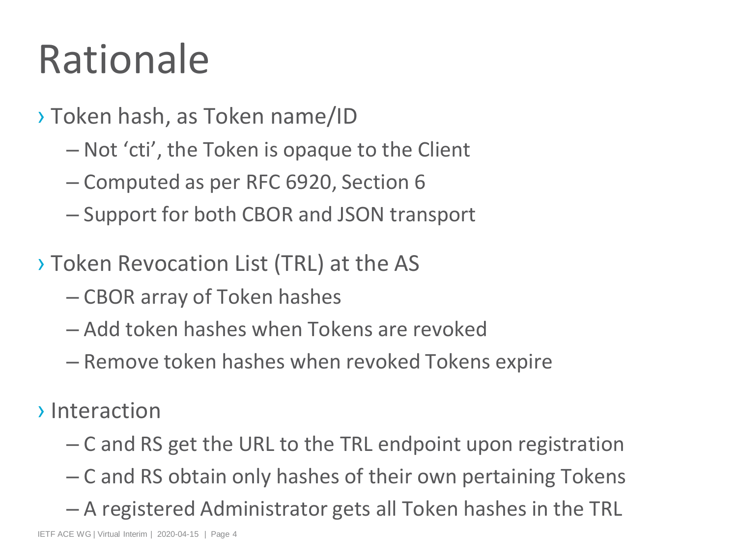# Rationale

- Token hash, as Token name/ID
  - Not ‘cti’, the Token is opaque to the Client
  - Computed as per RFC 6920, Section 6
  - Support for both CBOR and JSON transport

- Token Revocation List (TRL) at the AS
  - CBOR array of Token hashes
  - Add token hashes when Tokens are revoked
  - Remove token hashes when revoked Tokens expire

- Interaction
  - C and RS get the URL to the TRL endpoint upon registration
  - C and RS obtain only hashes of their own pertaining Tokens
  - A registered Administrator gets all Token hashes in the TRL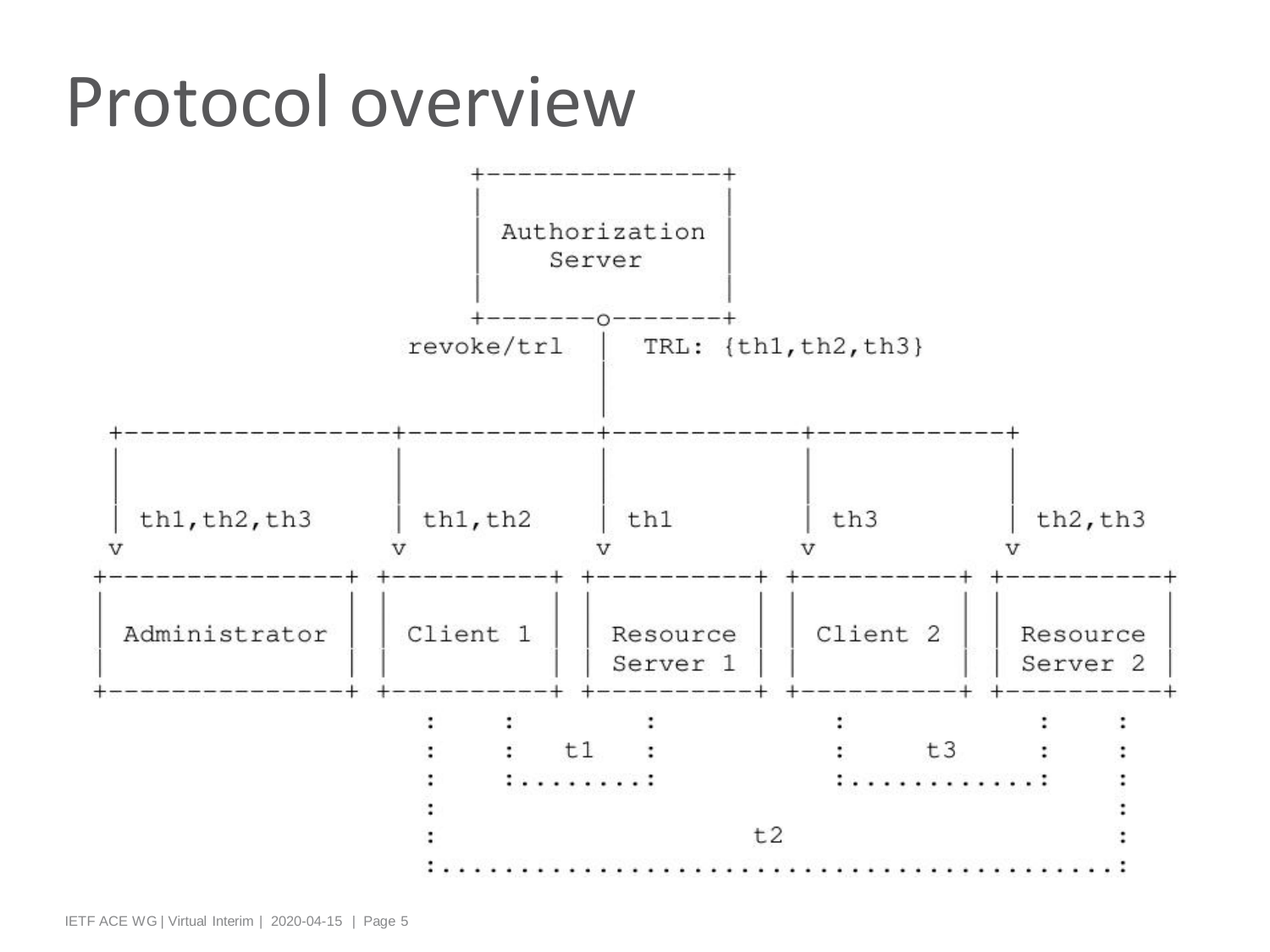# Protocol overview

```
                         +---------------+
                         |               |
                         | Authorization |
                         |    Server     |
                         |               |
                         +-------o-------+
                    revoke/trl   |   TRL: {th1,th2,th3}
                                 |
                                 |
  +---------------+--------------+-----------+------------+
  |               |              |           |            |
  | th1,th2,th3   | th1,th2      | th1       | th3        | th2,th3
  v               v              v           v            v
+-------------+ +----------+ +----------+ +----------+ +----------+
|             | |          | |          | |          | |          |
|Administrator| | Client 1 | | Resource | | Client 2 | | Resource |
|             | |          | | Server 1 | |          | | Server 2 |
+-------------+ +----------+ +----------+ +----------+ +----------+
                  :    :          :         :              :     :
                  :    :   t1     :         :      t3      :     :
                  :    :..........:         :..............:     :
                  :                                              :
                  :                    t2                        :
                  :..............................................:
```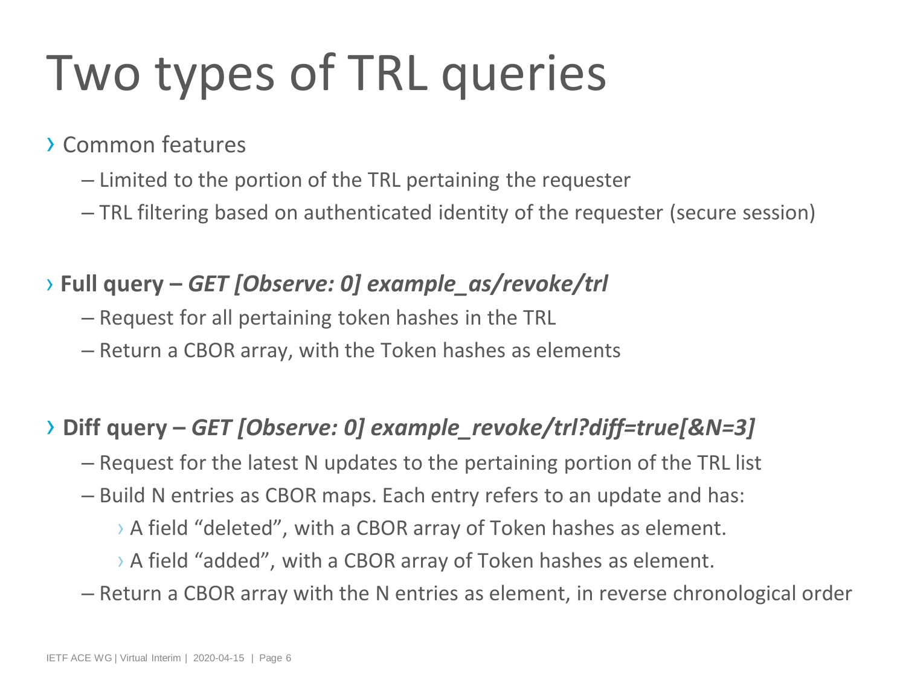# Two types of TRL queries

- Common features
  - Limited to the portion of the TRL pertaining the requester
  - TRL filtering based on authenticated identity of the requester (secure session)

- **Full query –** ***GET [Observe: 0] example_as/revoke/trl***
  - Request for all pertaining token hashes in the TRL
  - Return a CBOR array, with the Token hashes as elements

- **Diff query –** ***GET [Observe: 0] example_revoke/trl?diff=true[&N=3]***
  - Request for the latest N updates to the pertaining portion of the TRL list
  - Build N entries as CBOR maps. Each entry refers to an update and has:
    - A field "deleted", with a CBOR array of Token hashes as element.
    - A field "added", with a CBOR array of Token hashes as element.
  - Return a CBOR array with the N entries as element, in reverse chronological order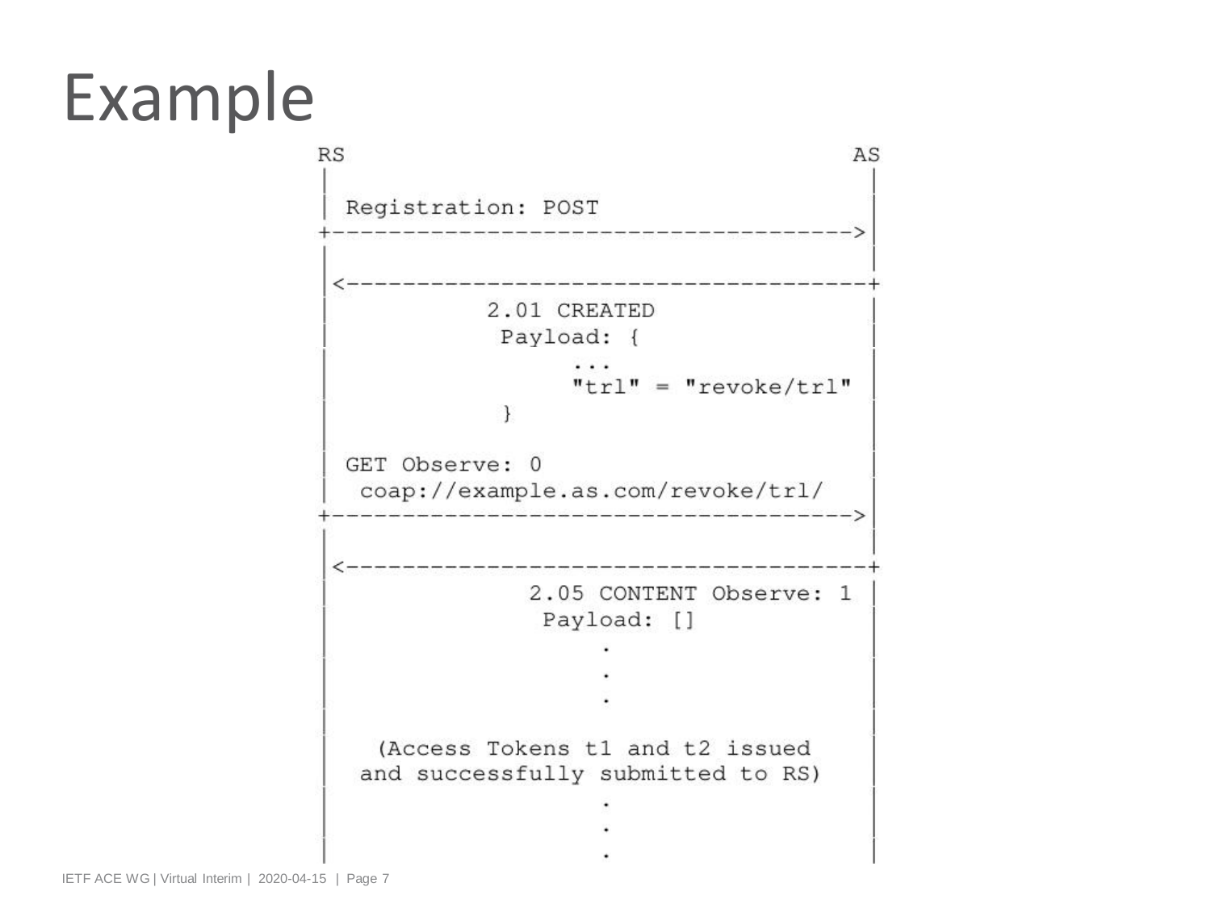# Example

```
RS                                            AS
|                                              |
| Registration: POST                           |
+--------------------------------------------->|
|                                              |
|<---------------------------------------------+
|           2.01 CREATED                       |
|            Payload: {                        |
|                 ...                          |
|                 "trl" = "revoke/trl"         |
|            }                                 |
|                                              |
| GET Observe: 0                               |
|  coap://example.as.com/revoke/trl/           |
+--------------------------------------------->|
|                                              |
|<---------------------------------------------+
|              2.05 CONTENT Observe: 1         |
|               Payload: []                    |
|                    .                         |
|                    .                         |
|                    .                         |
|                                              |
|   (Access Tokens t1 and t2 issued            |
|  and successfully submitted to RS)           |
|                    .                         |
|                    .                         |
|                    .                         |
```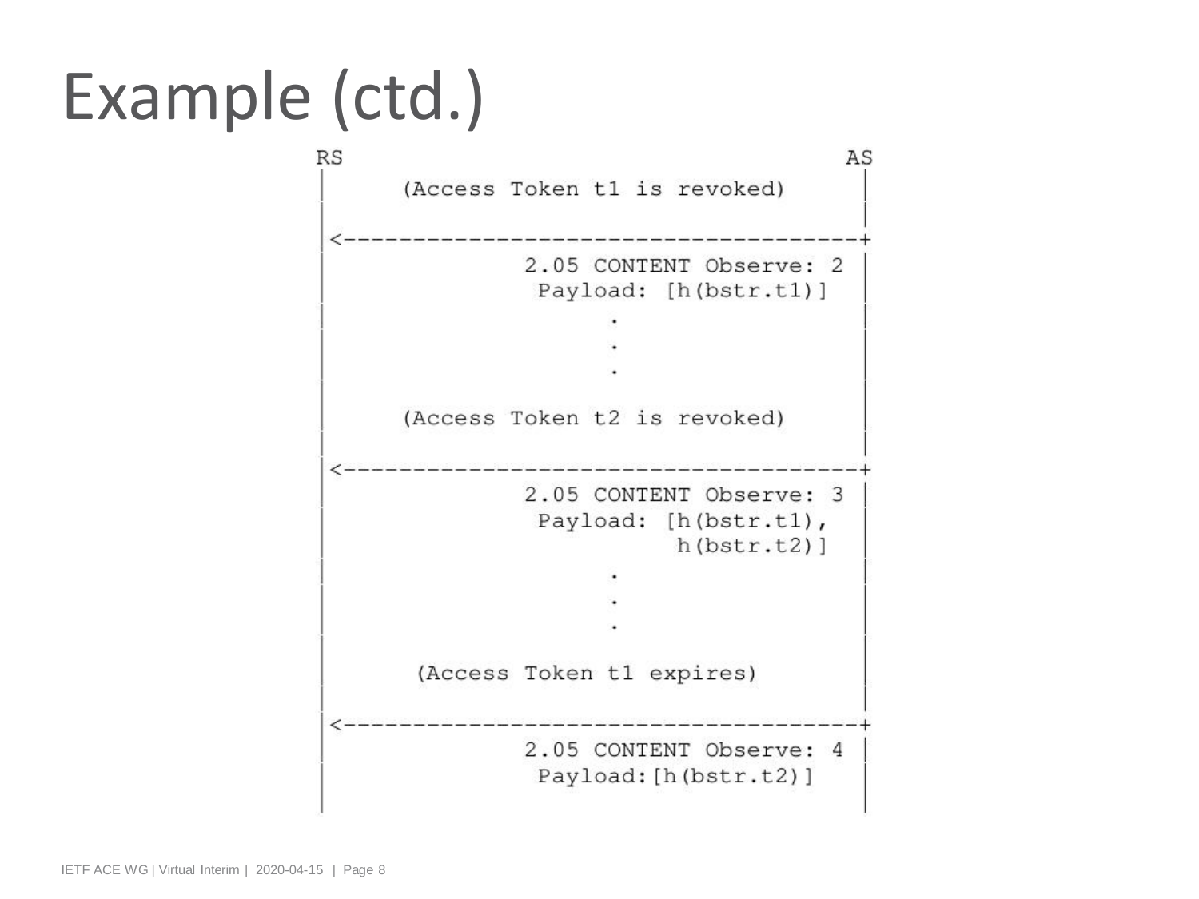# Example (ctd.)

```
RS                                          AS
|     (Access Token t1 is revoked)          |
|                                           |
|<------------------------------------------+
|               2.05 CONTENT Observe: 2     |
|                Payload: [h(bstr.t1)]      |
|                       .                   |
|                       .                   |
|                       .                   |
|                                           |
|     (Access Token t2 is revoked)          |
|                                           |
|<------------------------------------------+
|               2.05 CONTENT Observe: 3     |
|                Payload: [h(bstr.t1),      |
|                          h(bstr.t2)]      |
|                       .                   |
|                       .                   |
|                       .                   |
|                                           |
|      (Access Token t1 expires)            |
|                                           |
|<------------------------------------------+
|               2.05 CONTENT Observe: 4     |
|                Payload:[h(bstr.t2)]       |
|                                           |
```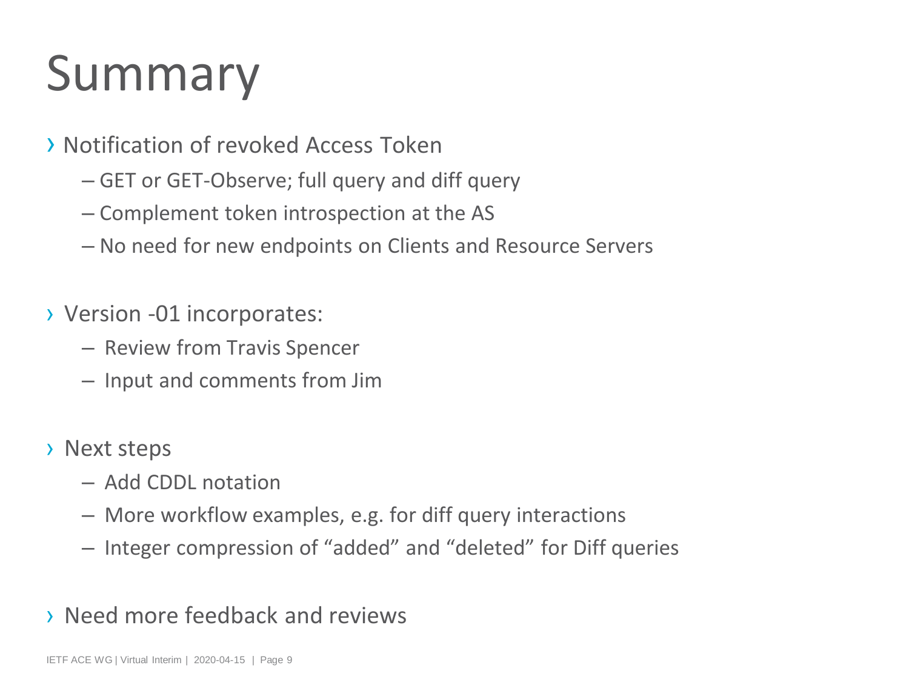# Summary

- Notification of revoked Access Token
  - GET or GET-Observe; full query and diff query
  - Complement token introspection at the AS
  - No need for new endpoints on Clients and Resource Servers

- Version -01 incorporates:
  - Review from Travis Spencer
  - Input and comments from Jim

- Next steps
  - Add CDDL notation
  - More workflow examples, e.g. for diff query interactions
  - Integer compression of “added” and “deleted” for Diff queries

- Need more feedback and reviews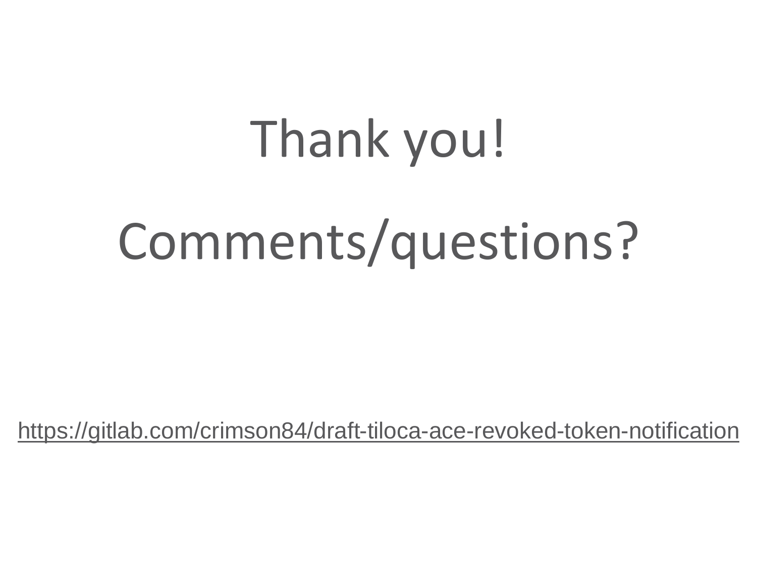# Thank you!

# Comments/questions?

https://gitlab.com/crimson84/draft-tiloca-ace-revoked-token-notification